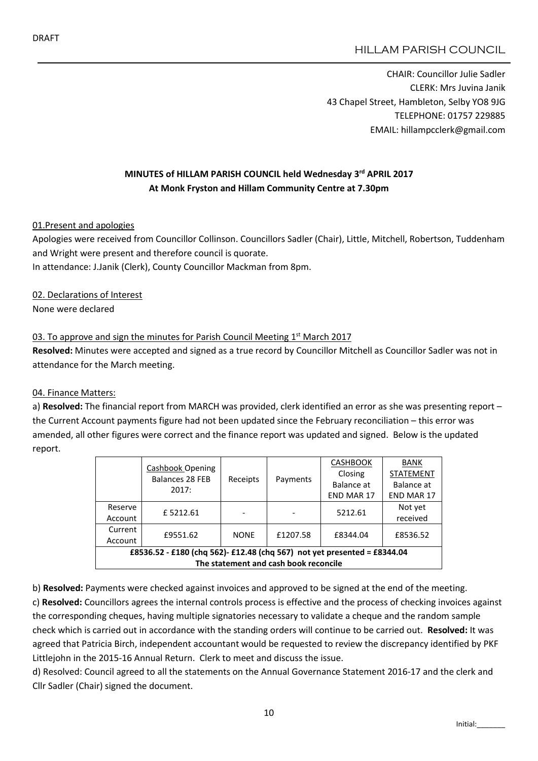DRAFT

HILLAM PARISH COUNCIL

CHAIR: Councillor Julie Sadler
CLERK: Mrs Juvina Janik
43 Chapel Street, Hambleton, Selby YO8 9JG
TELEPHONE: 01757 229885
EMAIL: hillampcclerk@gmail.com

## MINUTES of HILLAM PARISH COUNCIL held Wednesday 3rd APRIL 2017
## At Monk Fryston and Hillam Community Centre at 7.30pm

01.Present and apologies

Apologies were received from Councillor Collinson. Councillors Sadler (Chair), Little, Mitchell, Robertson, Tuddenham and Wright were present and therefore council is quorate.
In attendance: J.Janik (Clerk), County Councillor Mackman from 8pm.

02. Declarations of Interest

None were declared

03. To approve and sign the minutes for Parish Council Meeting 1st March 2017

**Resolved:** Minutes were accepted and signed as a true record by Councillor Mitchell as Councillor Sadler was not in attendance for the March meeting.

04. Finance Matters:

a) **Resolved:** The financial report from MARCH was provided, clerk identified an error as she was presenting report – the Current Account payments figure had not been updated since the February reconciliation – this error was amended, all other figures were correct and the finance report was updated and signed. Below is the updated report.

| | Cashbook Opening Balances 28 FEB 2017: | Receipts | Payments | CASHBOOK Closing Balance at END MAR 17 | BANK STATEMENT Balance at END MAR 17 |
|---|---|---|---|---|---|
| Reserve Account | £ 5212.61 | - | - | 5212.61 | Not yet received |
| Current Account | £9551.62 | NONE | £1207.58 | £8344.04 | £8536.52 |
| £8536.52 - £180 (chq 562)- £12.48 (chq 567) not yet presented = £8344.04 The statement and cash book reconcile | | | | | |

b) **Resolved:** Payments were checked against invoices and approved to be signed at the end of the meeting.

c) **Resolved:** Councillors agrees the internal controls process is effective and the process of checking invoices against the corresponding cheques, having multiple signatories necessary to validate a cheque and the random sample check which is carried out in accordance with the standing orders will continue to be carried out. **Resolved:** It was agreed that Patricia Birch, independent accountant would be requested to review the discrepancy identified by PKF Littlejohn in the 2015-16 Annual Return. Clerk to meet and discuss the issue.

d) Resolved: Council agreed to all the statements on the Annual Governance Statement 2016-17 and the clerk and Cllr Sadler (Chair) signed the document.

Initial:_______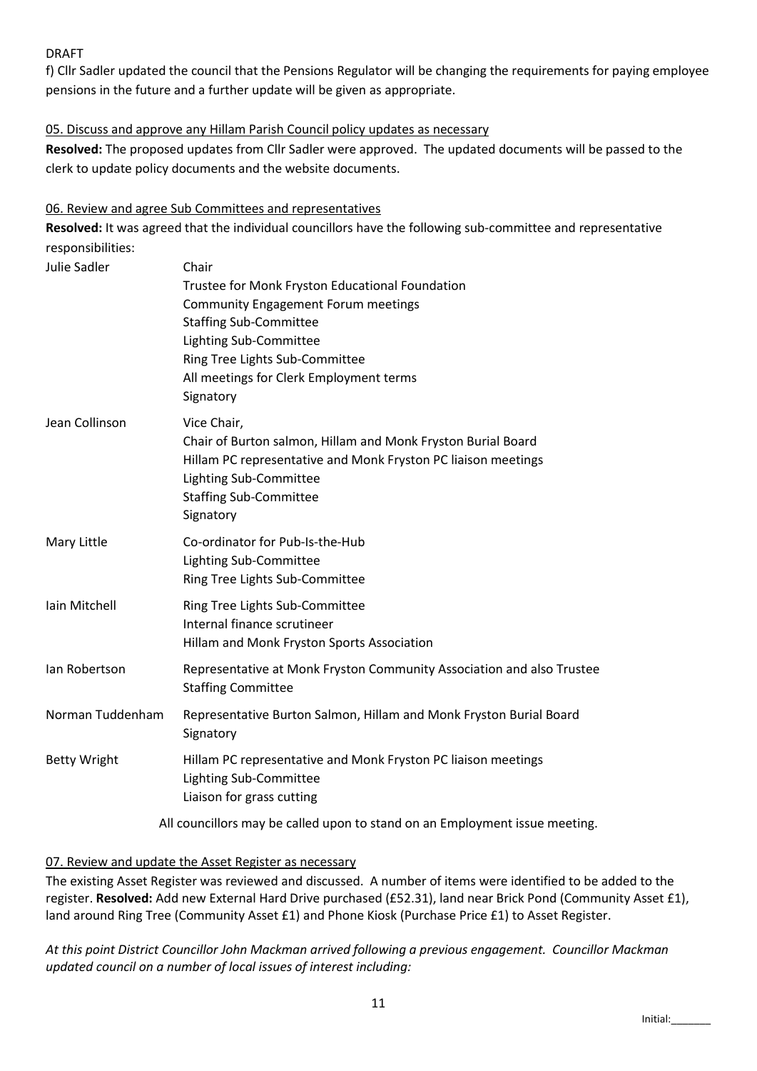DRAFT

f) Cllr Sadler updated the council that the Pensions Regulator will be changing the requirements for paying employee pensions in the future and a further update will be given as appropriate.

05. Discuss and approve any Hillam Parish Council policy updates as necessary

**Resolved:** The proposed updates from Cllr Sadler were approved. The updated documents will be passed to the clerk to update policy documents and the website documents.

06. Review and agree Sub Committees and representatives

**Resolved:** It was agreed that the individual councillors have the following sub-committee and representative responsibilities:

| | |
|---|---|
| Julie Sadler | Chair<br>Trustee for Monk Fryston Educational Foundation<br>Community Engagement Forum meetings<br>Staffing Sub-Committee<br>Lighting Sub-Committee<br>Ring Tree Lights Sub-Committee<br>All meetings for Clerk Employment terms<br>Signatory |
| Jean Collinson | Vice Chair,<br>Chair of Burton salmon, Hillam and Monk Fryston Burial Board<br>Hillam PC representative and Monk Fryston PC liaison meetings<br>Lighting Sub-Committee<br>Staffing Sub-Committee<br>Signatory |
| Mary Little | Co-ordinator for Pub-Is-the-Hub<br>Lighting Sub-Committee<br>Ring Tree Lights Sub-Committee |
| Iain Mitchell | Ring Tree Lights Sub-Committee<br>Internal finance scrutineer<br>Hillam and Monk Fryston Sports Association |
| Ian Robertson | Representative at Monk Fryston Community Association and also Trustee<br>Staffing Committee |
| Norman Tuddenham | Representative Burton Salmon, Hillam and Monk Fryston Burial Board<br>Signatory |
| Betty Wright | Hillam PC representative and Monk Fryston PC liaison meetings<br>Lighting Sub-Committee<br>Liaison for grass cutting |

All councillors may be called upon to stand on an Employment issue meeting.

07. Review and update the Asset Register as necessary

The existing Asset Register was reviewed and discussed. A number of items were identified to be added to the register. **Resolved:** Add new External Hard Drive purchased (£52.31), land near Brick Pond (Community Asset £1), land around Ring Tree (Community Asset £1) and Phone Kiosk (Purchase Price £1) to Asset Register.

*At this point District Councillor John Mackman arrived following a previous engagement. Councillor Mackman updated council on a number of local issues of interest including:*

Initial:_______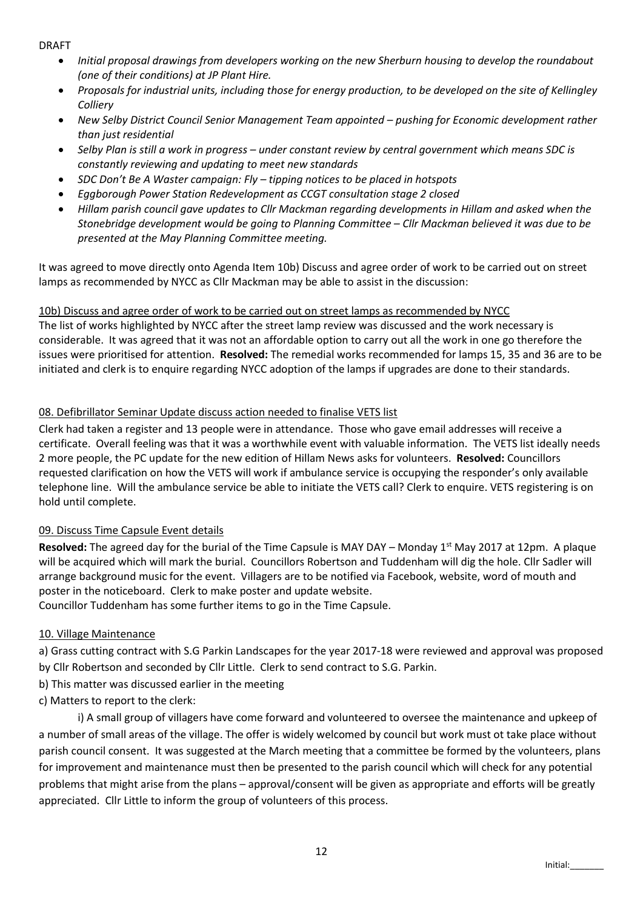DRAFT

- *Initial proposal drawings from developers working on the new Sherburn housing to develop the roundabout (one of their conditions) at JP Plant Hire.*
- *Proposals for industrial units, including those for energy production, to be developed on the site of Kellingley Colliery*
- *New Selby District Council Senior Management Team appointed – pushing for Economic development rather than just residential*
- *Selby Plan is still a work in progress – under constant review by central government which means SDC is constantly reviewing and updating to meet new standards*
- *SDC Don't Be A Waster campaign: Fly – tipping notices to be placed in hotspots*
- *Eggborough Power Station Redevelopment as CCGT consultation stage 2 closed*
- *Hillam parish council gave updates to Cllr Mackman regarding developments in Hillam and asked when the Stonebridge development would be going to Planning Committee – Cllr Mackman believed it was due to be presented at the May Planning Committee meeting.*

It was agreed to move directly onto Agenda Item 10b) Discuss and agree order of work to be carried out on street lamps as recommended by NYCC as Cllr Mackman may be able to assist in the discussion:

<u>10b) Discuss and agree order of work to be carried out on street lamps as recommended by NYCC</u>

The list of works highlighted by NYCC after the street lamp review was discussed and the work necessary is considerable. It was agreed that it was not an affordable option to carry out all the work in one go therefore the issues were prioritised for attention. **Resolved:** The remedial works recommended for lamps 15, 35 and 36 are to be initiated and clerk is to enquire regarding NYCC adoption of the lamps if upgrades are done to their standards.

<u>08. Defibrillator Seminar Update discuss action needed to finalise VETS list</u>

Clerk had taken a register and 13 people were in attendance. Those who gave email addresses will receive a certificate. Overall feeling was that it was a worthwhile event with valuable information. The VETS list ideally needs 2 more people, the PC update for the new edition of Hillam News asks for volunteers. **Resolved:** Councillors requested clarification on how the VETS will work if ambulance service is occupying the responder's only available telephone line. Will the ambulance service be able to initiate the VETS call? Clerk to enquire. VETS registering is on hold until complete.

<u>09. Discuss Time Capsule Event details</u>

**Resolved:** The agreed day for the burial of the Time Capsule is MAY DAY – Monday 1st May 2017 at 12pm. A plaque will be acquired which will mark the burial. Councillors Robertson and Tuddenham will dig the hole. Cllr Sadler will arrange background music for the event. Villagers are to be notified via Facebook, website, word of mouth and poster in the noticeboard. Clerk to make poster and update website.
Councillor Tuddenham has some further items to go in the Time Capsule.

<u>10. Village Maintenance</u>

a) Grass cutting contract with S.G Parkin Landscapes for the year 2017-18 were reviewed and approval was proposed by Cllr Robertson and seconded by Cllr Little. Clerk to send contract to S.G. Parkin.

b) This matter was discussed earlier in the meeting

c) Matters to report to the clerk:

i) A small group of villagers have come forward and volunteered to oversee the maintenance and upkeep of a number of small areas of the village. The offer is widely welcomed by council but work must ot take place without parish council consent. It was suggested at the March meeting that a committee be formed by the volunteers, plans for improvement and maintenance must then be presented to the parish council which will check for any potential problems that might arise from the plans – approval/consent will be given as appropriate and efforts will be greatly appreciated. Cllr Little to inform the group of volunteers of this process.

Initial:_______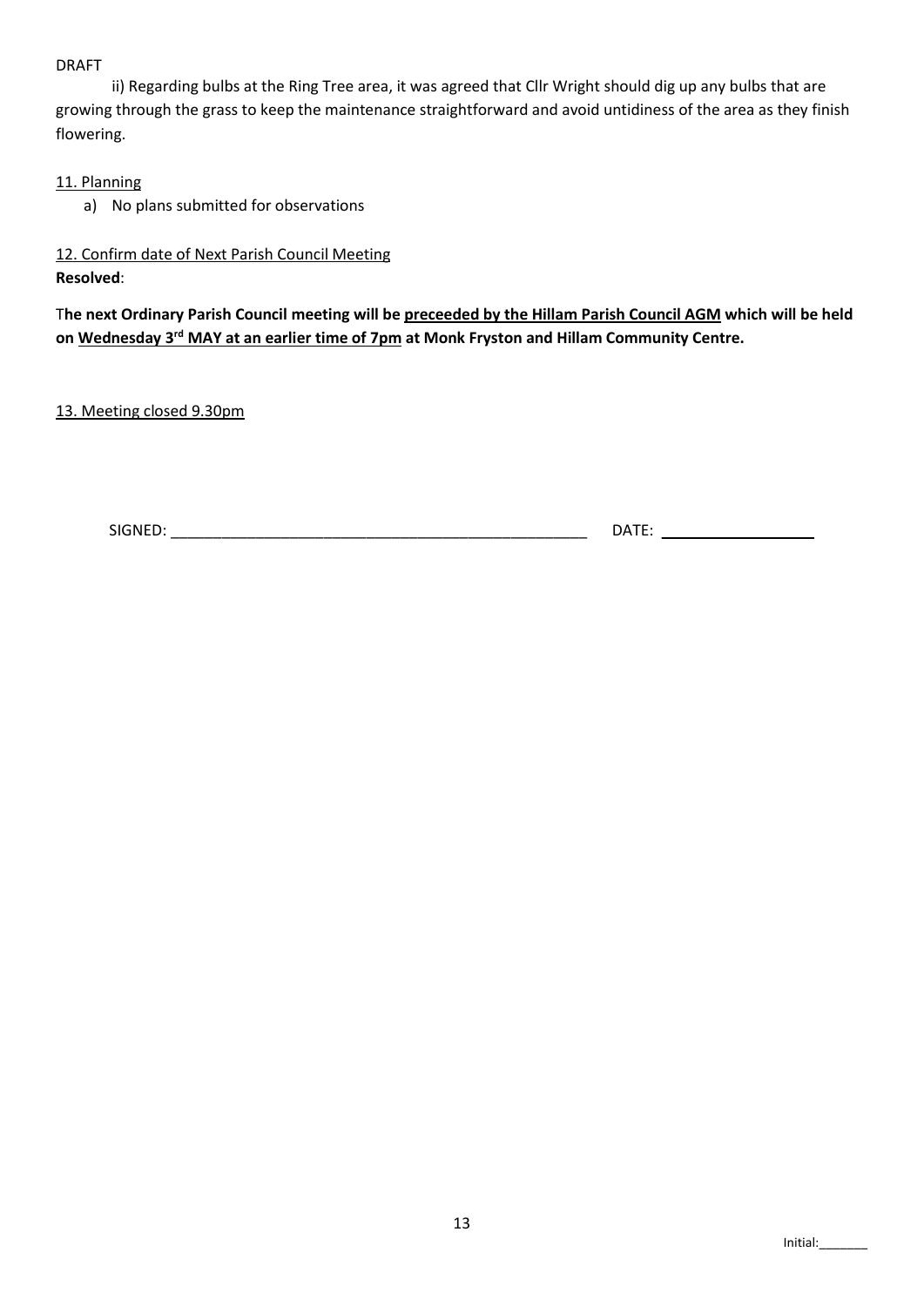DRAFT

ii) Regarding bulbs at the Ring Tree area, it was agreed that Cllr Wright should dig up any bulbs that are growing through the grass to keep the maintenance straightforward and avoid untidiness of the area as they finish flowering.

11. Planning

a) No plans submitted for observations

12. Confirm date of Next Parish Council Meeting

**Resolved**:

**The next Ordinary Parish Council meeting will be preceeded by the Hillam Parish Council AGM which will be held on Wednesday 3rd MAY at an earlier time of 7pm at Monk Fryston and Hillam Community Centre.**

13. Meeting closed 9.30pm

SIGNED: ___________________________________________________ DATE: __________________

Initial:_______